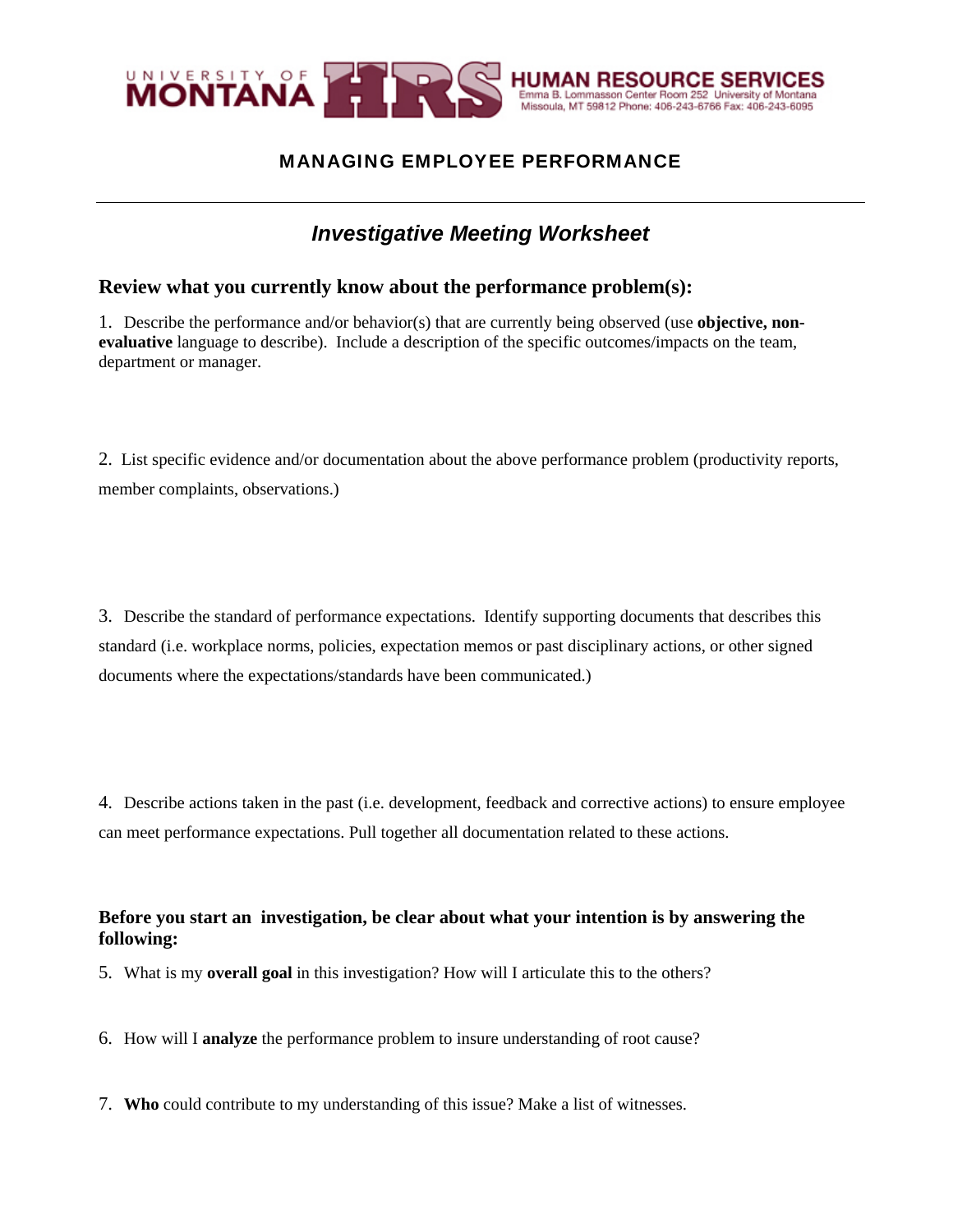UNIVERSITY OF MONTANA HRS **HUMAN RESOURCE SERVICES**
Emma B. Lommasson Center Room 252 University of Montana
Missoula, MT 59812 Phone: 406-243-6766 Fax: 406-243-6095

# MANAGING EMPLOYEE PERFORMANCE

---

## *Investigative Meeting Worksheet*

### Review what you currently know about the performance problem(s):

1. Describe the performance and/or behavior(s) that are currently being observed (use **objective, non-evaluative** language to describe). Include a description of the specific outcomes/impacts on the team, department or manager.

2. List specific evidence and/or documentation about the above performance problem (productivity reports, member complaints, observations.)

3. Describe the standard of performance expectations. Identify supporting documents that describes this standard (i.e. workplace norms, policies, expectation memos or past disciplinary actions, or other signed documents where the expectations/standards have been communicated.)

4. Describe actions taken in the past (i.e. development, feedback and corrective actions) to ensure employee can meet performance expectations. Pull together all documentation related to these actions.

### Before you start an investigation, be clear about what your intention is by answering the following:

5. What is my **overall goal** in this investigation? How will I articulate this to the others?

6. How will I **analyze** the performance problem to insure understanding of root cause?

7. **Who** could contribute to my understanding of this issue? Make a list of witnesses.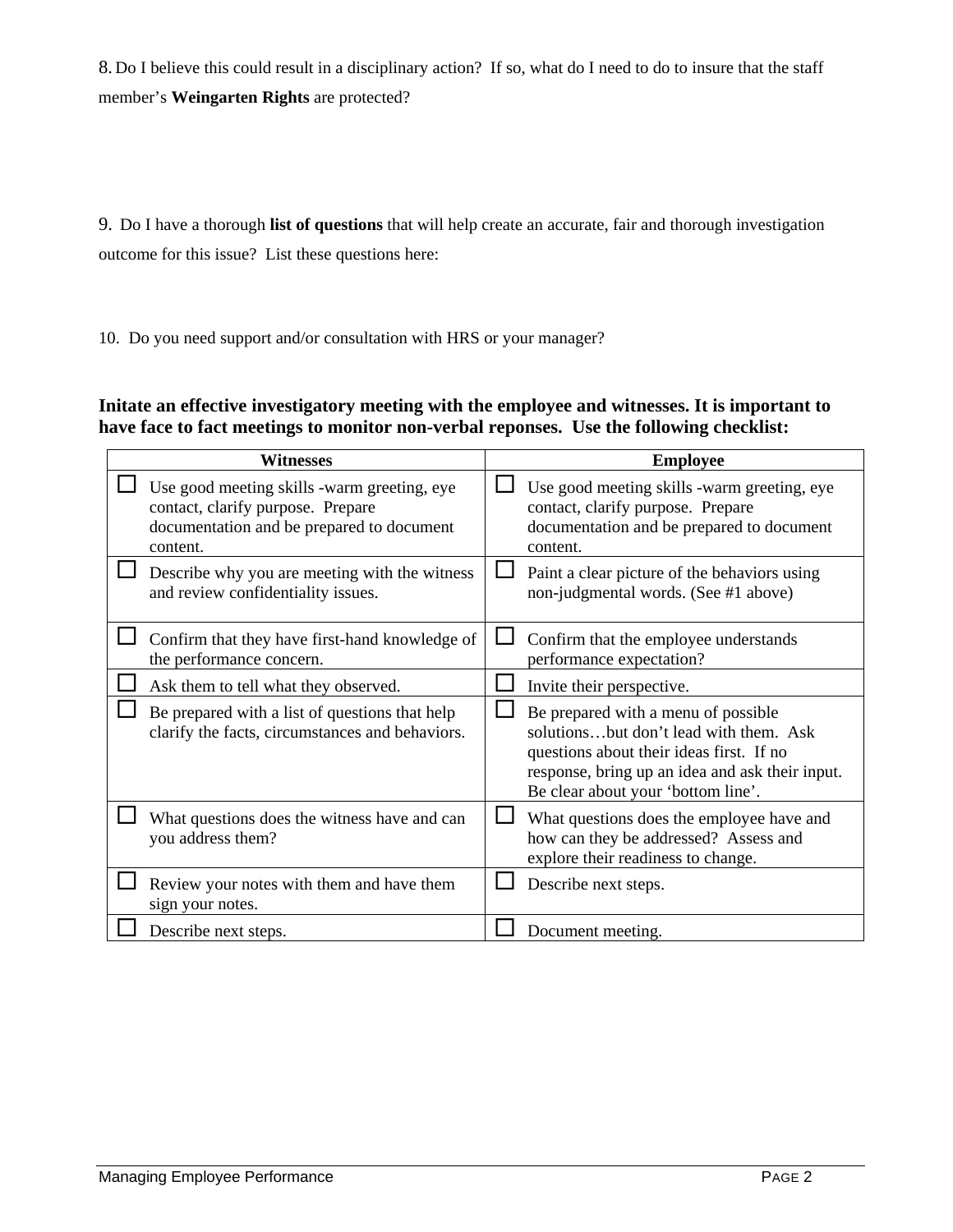8. Do I believe this could result in a disciplinary action? If so, what do I need to do to insure that the staff member's **Weingarten Rights** are protected?

9. Do I have a thorough **list of questions** that will help create an accurate, fair and thorough investigation outcome for this issue? List these questions here:

10. Do you need support and/or consultation with HRS or your manager?

**Initate an effective investigatory meeting with the employee and witnesses. It is important to have face to fact meetings to monitor non-verbal reponses. Use the following checklist:**

| Witnesses | Employee |
|---|---|
| ☐ Use good meeting skills -warm greeting, eye contact, clarify purpose. Prepare documentation and be prepared to document content. | ☐ Use good meeting skills -warm greeting, eye contact, clarify purpose. Prepare documentation and be prepared to document content. |
| ☐ Describe why you are meeting with the witness and review confidentiality issues. | ☐ Paint a clear picture of the behaviors using non-judgmental words. (See #1 above) |
| ☐ Confirm that they have first-hand knowledge of the performance concern. | ☐ Confirm that the employee understands performance expectation? |
| ☐ Ask them to tell what they observed. | ☐ Invite their perspective. |
| ☐ Be prepared with a list of questions that help clarify the facts, circumstances and behaviors. | ☐ Be prepared with a menu of possible solutions…but don't lead with them. Ask questions about their ideas first. If no response, bring up an idea and ask their input. Be clear about your 'bottom line'. |
| ☐ What questions does the witness have and can you address them? | ☐ What questions does the employee have and how can they be addressed? Assess and explore their readiness to change. |
| ☐ Review your notes with them and have them sign your notes. | ☐ Describe next steps. |
| ☐ Describe next steps. | ☐ Document meeting. |